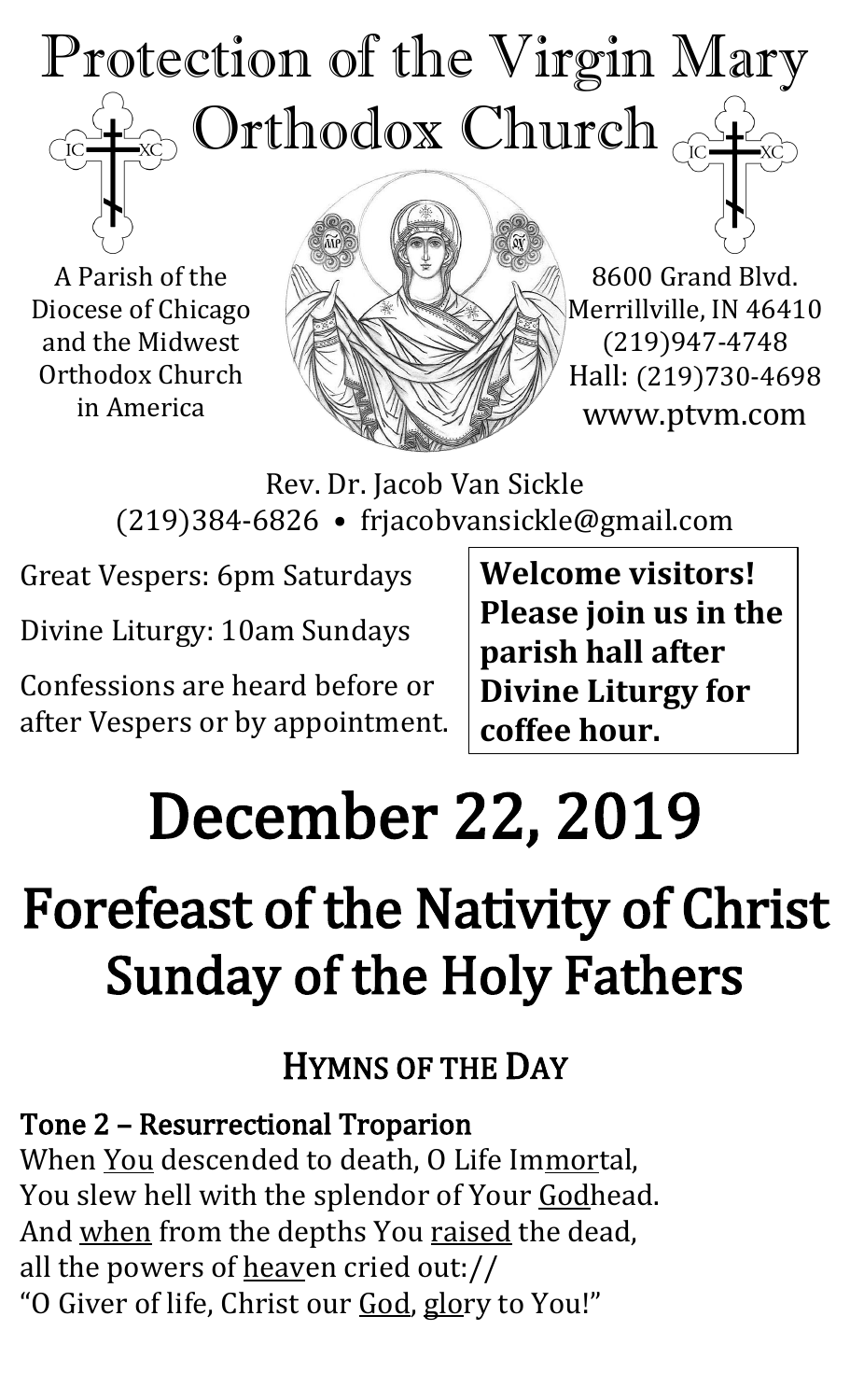# Protection of the Virgin Mary Orthodox Church

A Parish of the Diocese of Chicago and the Midwest Orthodox Church in America

8600 Grand Blvd.
Merrillville, IN 46410
(219)947-4748
Hall: (219)730-4698
www.ptvm.com

Rev. Dr. Jacob Van Sickle
(219)384-6826 • frjacobvansickle@gmail.com

Great Vespers: 6pm Saturdays

Divine Liturgy: 10am Sundays

Confessions are heard before or after Vespers or by appointment.

**Welcome visitors! Please join us in the parish hall after Divine Liturgy for coffee hour.**

# December 22, 2019

# Forefeast of the Nativity of Christ Sunday of the Holy Fathers

## HYMNS OF THE DAY

### Tone 2 – Resurrectional Troparion

When You descended to death, O Life Immortal,
You slew hell with the splendor of Your Godhead.
And when from the depths You raised the dead,
all the powers of heaven cried out://
"O Giver of life, Christ our God, glory to You!"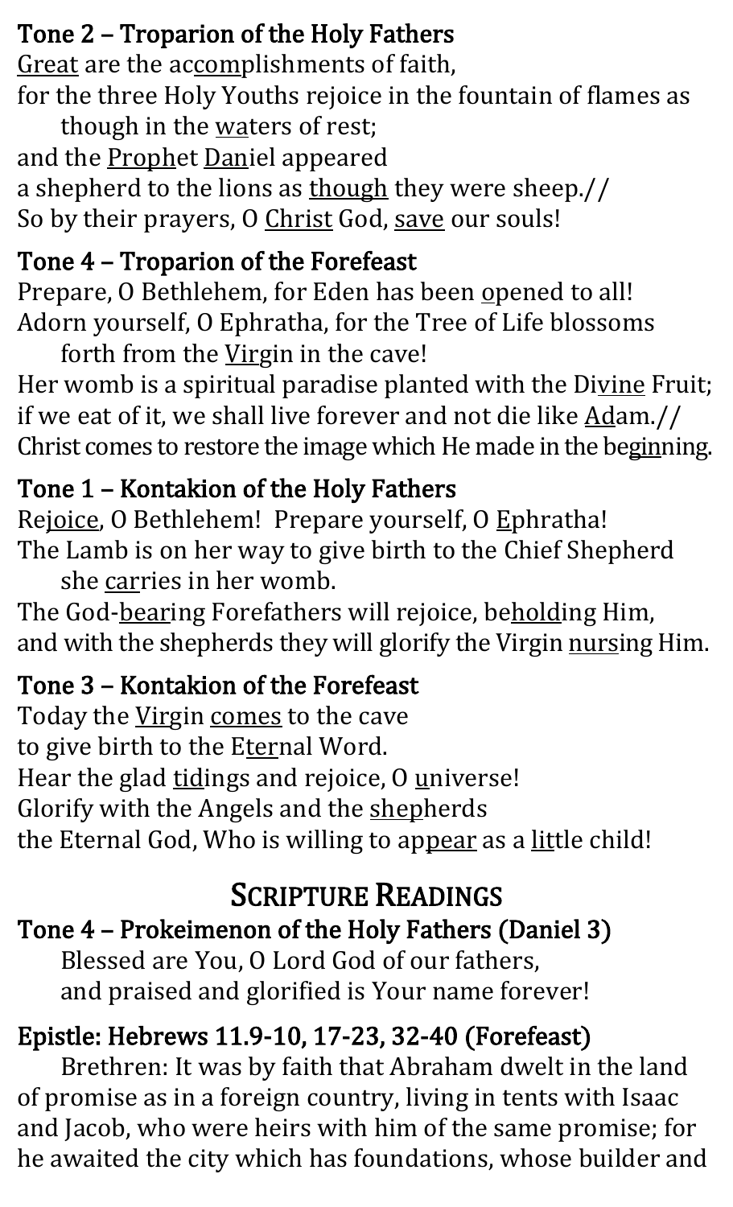### Tone 2 – Troparion of the Holy Fathers

Great are the accomplishments of faith,
for the three Holy Youths rejoice in the fountain of flames as though in the waters of rest;
and the Prophet Daniel appeared
a shepherd to the lions as though they were sheep.//
So by their prayers, O Christ God, save our souls!

### Tone 4 – Troparion of the Forefeast

Prepare, O Bethlehem, for Eden has been opened to all!
Adorn yourself, O Ephratha, for the Tree of Life blossoms forth from the Virgin in the cave!
Her womb is a spiritual paradise planted with the Divine Fruit;
if we eat of it, we shall live forever and not die like Adam.//
Christ comes to restore the image which He made in the beginning.

### Tone 1 – Kontakion of the Holy Fathers

Rejoice, O Bethlehem! Prepare yourself, O Ephratha!
The Lamb is on her way to give birth to the Chief Shepherd she carries in her womb.
The God-bearing Forefathers will rejoice, beholding Him,
and with the shepherds they will glorify the Virgin nursing Him.

### Tone 3 – Kontakion of the Forefeast

Today the Virgin comes to the cave
to give birth to the Eternal Word.
Hear the glad tidings and rejoice, O universe!
Glorify with the Angels and the shepherds
the Eternal God, Who is willing to appear as a little child!

## Scripture Readings

### Tone 4 – Prokeimenon of the Holy Fathers (Daniel 3)

Blessed are You, O Lord God of our fathers,
and praised and glorified is Your name forever!

### Epistle: Hebrews 11.9-10, 17-23, 32-40 (Forefeast)

Brethren: It was by faith that Abraham dwelt in the land of promise as in a foreign country, living in tents with Isaac and Jacob, who were heirs with him of the same promise; for he awaited the city which has foundations, whose builder and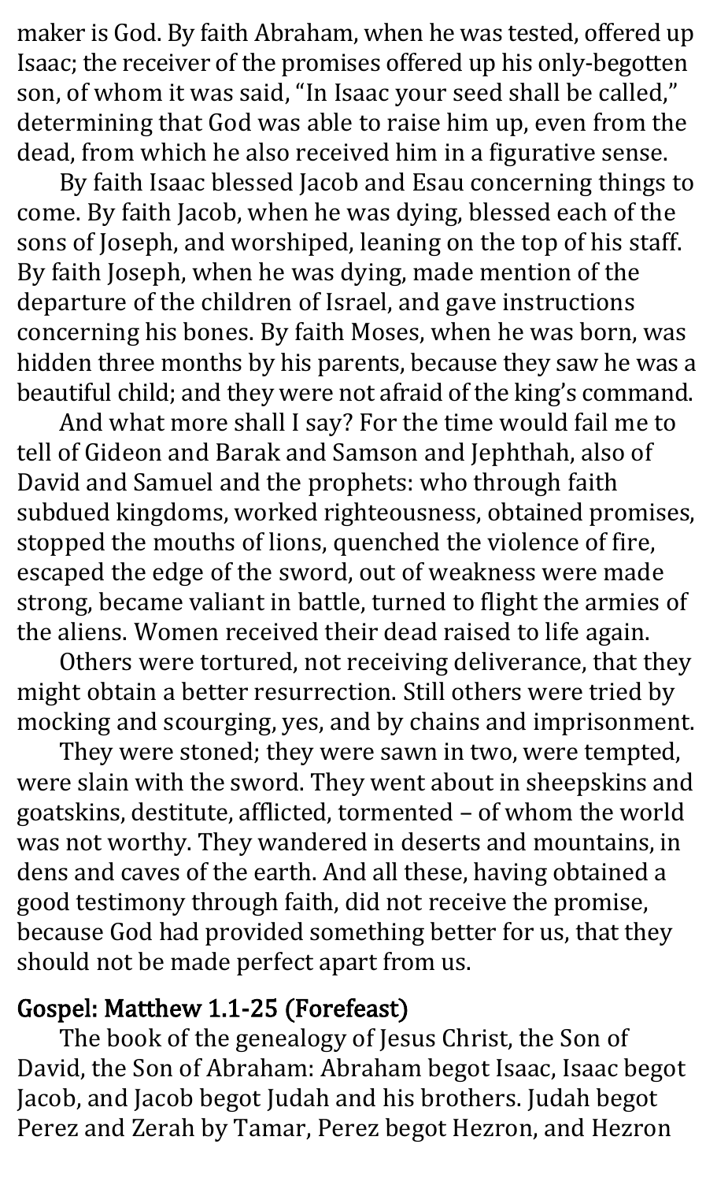maker is God. By faith Abraham, when he was tested, offered up Isaac; the receiver of the promises offered up his only-begotten son, of whom it was said, "In Isaac your seed shall be called," determining that God was able to raise him up, even from the dead, from which he also received him in a figurative sense.

By faith Isaac blessed Jacob and Esau concerning things to come. By faith Jacob, when he was dying, blessed each of the sons of Joseph, and worshiped, leaning on the top of his staff. By faith Joseph, when he was dying, made mention of the departure of the children of Israel, and gave instructions concerning his bones. By faith Moses, when he was born, was hidden three months by his parents, because they saw he was a beautiful child; and they were not afraid of the king's command.

And what more shall I say? For the time would fail me to tell of Gideon and Barak and Samson and Jephthah, also of David and Samuel and the prophets: who through faith subdued kingdoms, worked righteousness, obtained promises, stopped the mouths of lions, quenched the violence of fire, escaped the edge of the sword, out of weakness were made strong, became valiant in battle, turned to flight the armies of the aliens. Women received their dead raised to life again.

Others were tortured, not receiving deliverance, that they might obtain a better resurrection. Still others were tried by mocking and scourging, yes, and by chains and imprisonment.

They were stoned; they were sawn in two, were tempted, were slain with the sword. They went about in sheepskins and goatskins, destitute, afflicted, tormented – of whom the world was not worthy. They wandered in deserts and mountains, in dens and caves of the earth. And all these, having obtained a good testimony through faith, did not receive the promise, because God had provided something better for us, that they should not be made perfect apart from us.

## Gospel: Matthew 1.1-25 (Forefeast)

The book of the genealogy of Jesus Christ, the Son of David, the Son of Abraham: Abraham begot Isaac, Isaac begot Jacob, and Jacob begot Judah and his brothers. Judah begot Perez and Zerah by Tamar, Perez begot Hezron, and Hezron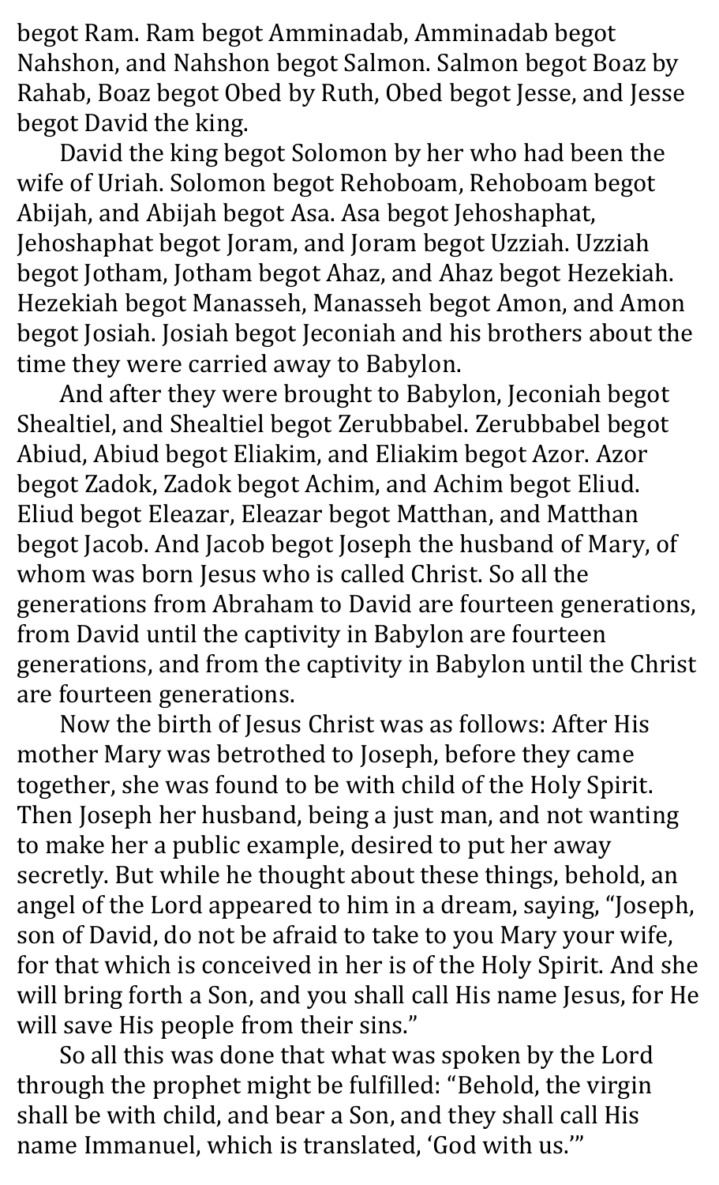begot Ram. Ram begot Amminadab, Amminadab begot Nahshon, and Nahshon begot Salmon. Salmon begot Boaz by Rahab, Boaz begot Obed by Ruth, Obed begot Jesse, and Jesse begot David the king.

David the king begot Solomon by her who had been the wife of Uriah. Solomon begot Rehoboam, Rehoboam begot Abijah, and Abijah begot Asa. Asa begot Jehoshaphat, Jehoshaphat begot Joram, and Joram begot Uzziah. Uzziah begot Jotham, Jotham begot Ahaz, and Ahaz begot Hezekiah. Hezekiah begot Manasseh, Manasseh begot Amon, and Amon begot Josiah. Josiah begot Jeconiah and his brothers about the time they were carried away to Babylon.

And after they were brought to Babylon, Jeconiah begot Shealtiel, and Shealtiel begot Zerubbabel. Zerubbabel begot Abiud, Abiud begot Eliakim, and Eliakim begot Azor. Azor begot Zadok, Zadok begot Achim, and Achim begot Eliud. Eliud begot Eleazar, Eleazar begot Matthan, and Matthan begot Jacob. And Jacob begot Joseph the husband of Mary, of whom was born Jesus who is called Christ. So all the generations from Abraham to David are fourteen generations, from David until the captivity in Babylon are fourteen generations, and from the captivity in Babylon until the Christ are fourteen generations.

Now the birth of Jesus Christ was as follows: After His mother Mary was betrothed to Joseph, before they came together, she was found to be with child of the Holy Spirit. Then Joseph her husband, being a just man, and not wanting to make her a public example, desired to put her away secretly. But while he thought about these things, behold, an angel of the Lord appeared to him in a dream, saying, "Joseph, son of David, do not be afraid to take to you Mary your wife, for that which is conceived in her is of the Holy Spirit. And she will bring forth a Son, and you shall call His name Jesus, for He will save His people from their sins."

So all this was done that what was spoken by the Lord through the prophet might be fulfilled: "Behold, the virgin shall be with child, and bear a Son, and they shall call His name Immanuel, which is translated, 'God with us.'"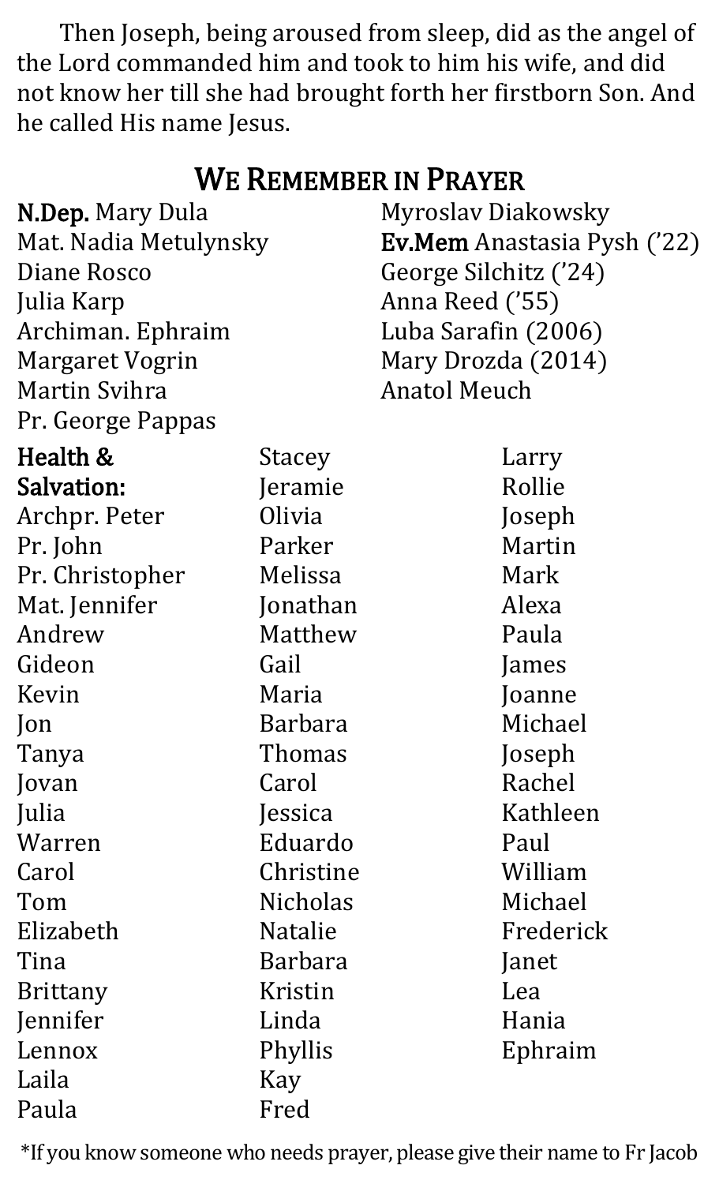Then Joseph, being aroused from sleep, did as the angel of the Lord commanded him and took to him his wife, and did not know her till she had brought forth her firstborn Son. And he called His name Jesus.

## We Remember in Prayer

**N.Dep.** Mary Dula
Mat. Nadia Metulynsky
Diane Rosco
Julia Karp
Archiman. Ephraim
Margaret Vogrin
Martin Svihra
Pr. George Pappas
Myroslav Diakowsky

**Ev.Mem** Anastasia Pysh ('22)
George Silchitz ('24)
Anna Reed ('55)
Luba Sarafin (2006)
Mary Drozda (2014)
Anatol Meuch

**Health & Salvation:**
Archpr. Peter
Pr. John
Pr. Christopher
Mat. Jennifer
Andrew
Gideon
Kevin
Jon
Tanya
Jovan
Julia
Warren
Carol
Tom
Elizabeth
Tina
Brittany
Jennifer
Lennox
Laila
Paula
Stacey
Jeramie
Olivia
Parker
Melissa
Jonathan
Matthew
Gail
Maria
Barbara
Thomas
Carol
Jessica
Eduardo
Christine
Nicholas
Natalie
Barbara
Kristin
Linda
Phyllis
Kay
Fred
Larry
Rollie
Joseph
Martin
Mark
Alexa
Paula
James
Joanne
Michael
Joseph
Rachel
Kathleen
Paul
William
Michael
Frederick
Janet
Lea
Hania
Ephraim

*If you know someone who needs prayer, please give their name to Fr Jacob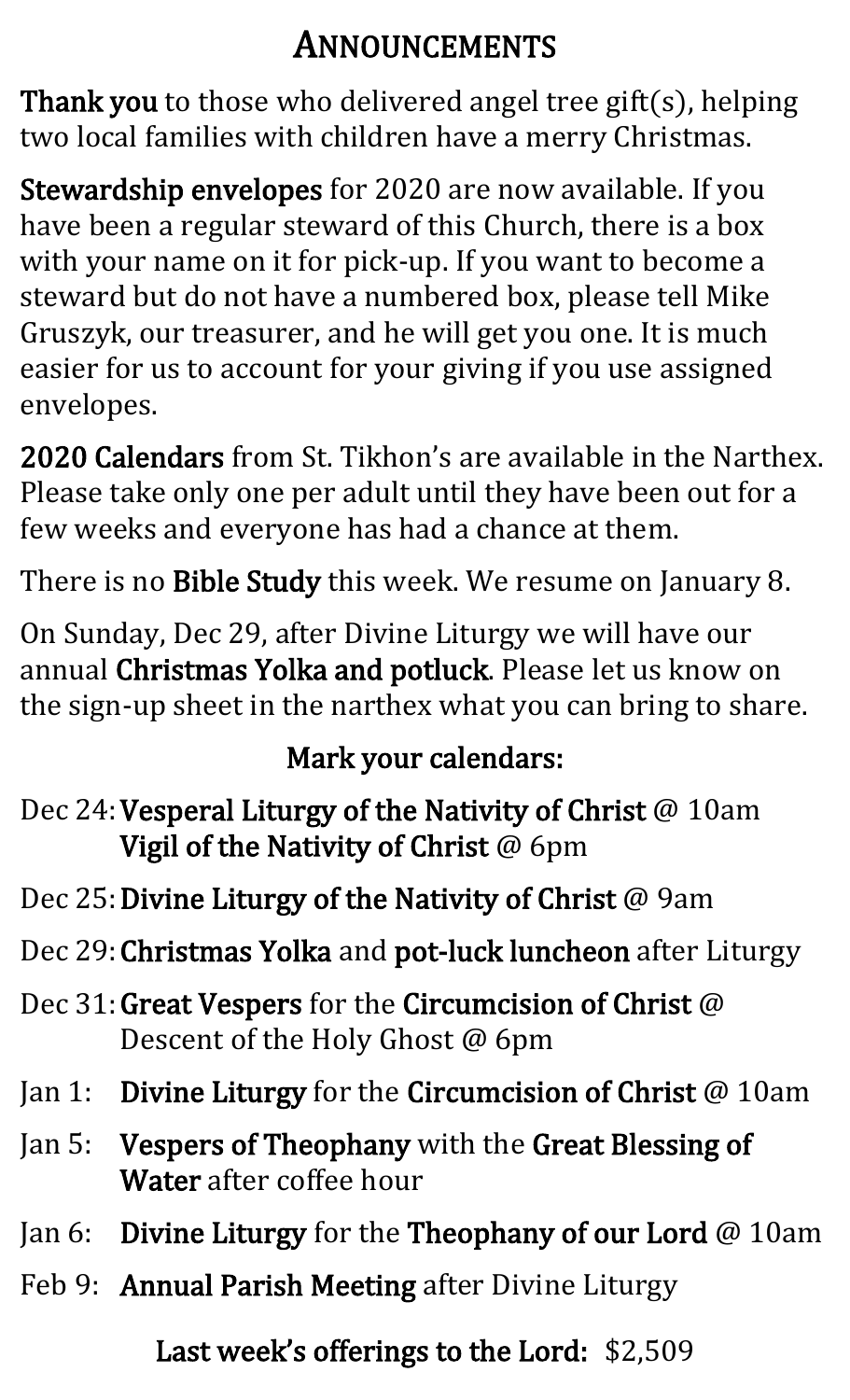# Announcements

**Thank you** to those who delivered angel tree gift(s), helping two local families with children have a merry Christmas.

**Stewardship envelopes** for 2020 are now available. If you have been a regular steward of this Church, there is a box with your name on it for pick-up. If you want to become a steward but do not have a numbered box, please tell Mike Gruszyk, our treasurer, and he will get you one. It is much easier for us to account for your giving if you use assigned envelopes.

**2020 Calendars** from St. Tikhon's are available in the Narthex. Please take only one per adult until they have been out for a few weeks and everyone has had a chance at them.

There is no **Bible Study** this week. We resume on January 8.

On Sunday, Dec 29, after Divine Liturgy we will have our annual **Christmas Yolka and potluck**. Please let us know on the sign-up sheet in the narthex what you can bring to share.

**Mark your calendars:**

- Dec 24: **Vesperal Liturgy of the Nativity of Christ** @ 10am
  **Vigil of the Nativity of Christ** @ 6pm
- Dec 25: **Divine Liturgy of the Nativity of Christ** @ 9am
- Dec 29: **Christmas Yolka** and **pot-luck luncheon** after Liturgy
- Dec 31: **Great Vespers** for the **Circumcision of Christ** @ Descent of the Holy Ghost @ 6pm
- Jan 1: **Divine Liturgy** for the **Circumcision of Christ** @ 10am
- Jan 5: **Vespers of Theophany** with the **Great Blessing of Water** after coffee hour
- Jan 6: **Divine Liturgy** for the **Theophany of our Lord** @ 10am
- Feb 9: **Annual Parish Meeting** after Divine Liturgy

**Last week's offerings to the Lord:** $2,509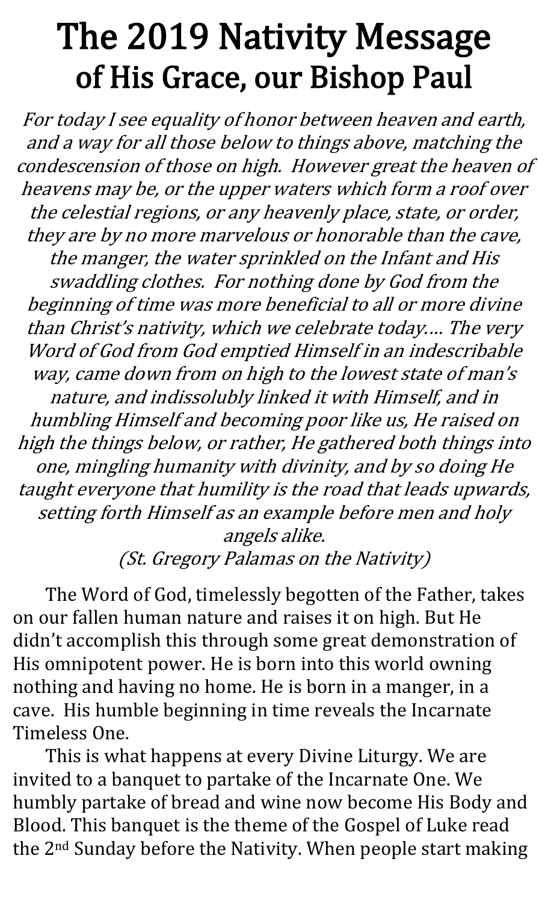# The 2019 Nativity Message of His Grace, our Bishop Paul

*For today I see equality of honor between heaven and earth, and a way for all those below to things above, matching the condescension of those on high. However great the heaven of heavens may be, or the upper waters which form a roof over the celestial regions, or any heavenly place, state, or order, they are by no more marvelous or honorable than the cave, the manger, the water sprinkled on the Infant and His swaddling clothes. For nothing done by God from the beginning of time was more beneficial to all or more divine than Christ's nativity, which we celebrate today…. The very Word of God from God emptied Himself in an indescribable way, came down from on high to the lowest state of man's nature, and indissolubly linked it with Himself, and in humbling Himself and becoming poor like us, He raised on high the things below, or rather, He gathered both things into one, mingling humanity with divinity, and by so doing He taught everyone that humility is the road that leads upwards, setting forth Himself as an example before men and holy angels alike.*

*(St. Gregory Palamas on the Nativity)*

The Word of God, timelessly begotten of the Father, takes on our fallen human nature and raises it on high. But He didn't accomplish this through some great demonstration of His omnipotent power. He is born into this world owning nothing and having no home. He is born in a manger, in a cave. His humble beginning in time reveals the Incarnate Timeless One.

This is what happens at every Divine Liturgy. We are invited to a banquet to partake of the Incarnate One. We humbly partake of bread and wine now become His Body and Blood. This banquet is the theme of the Gospel of Luke read the 2nd Sunday before the Nativity. When people start making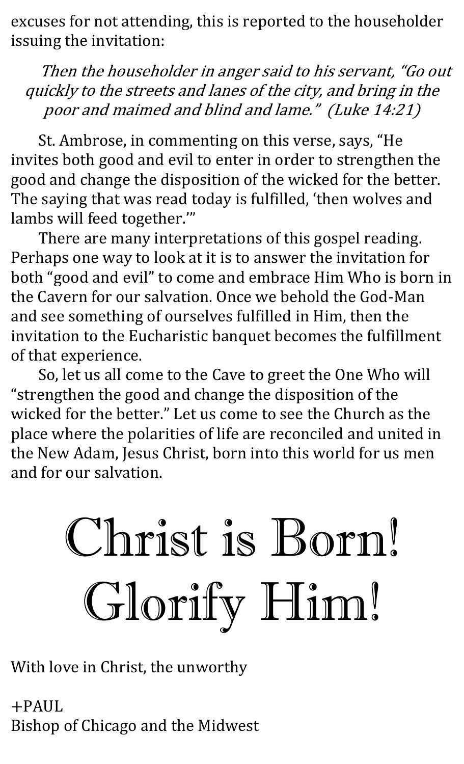excuses for not attending, this is reported to the householder issuing the invitation:

> *Then the householder in anger said to his servant, "Go out quickly to the streets and lanes of the city, and bring in the poor and maimed and blind and lame." (Luke 14:21)*

St. Ambrose, in commenting on this verse, says, "He invites both good and evil to enter in order to strengthen the good and change the disposition of the wicked for the better. The saying that was read today is fulfilled, 'then wolves and lambs will feed together.'"

There are many interpretations of this gospel reading. Perhaps one way to look at it is to answer the invitation for both "good and evil" to come and embrace Him Who is born in the Cavern for our salvation. Once we behold the God-Man and see something of ourselves fulfilled in Him, then the invitation to the Eucharistic banquet becomes the fulfillment of that experience.

So, let us all come to the Cave to greet the One Who will "strengthen the good and change the disposition of the wicked for the better." Let us come to see the Church as the place where the polarities of life are reconciled and united in the New Adam, Jesus Christ, born into this world for us men and for our salvation.

# Christ is Born! Glorify Him!

With love in Christ, the unworthy

+PAUL
Bishop of Chicago and the Midwest